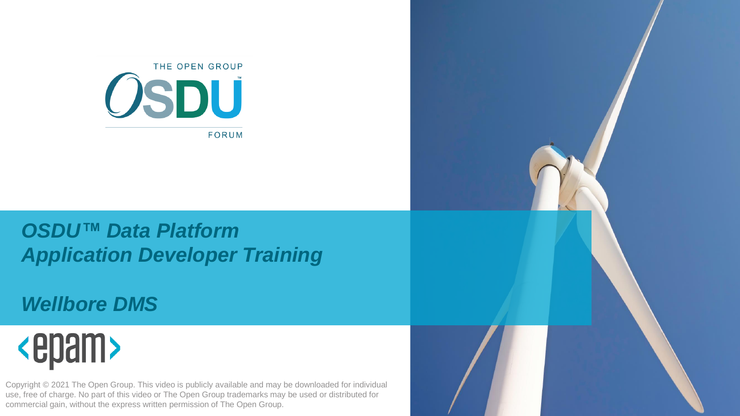THE OPEN GROUP

OSDU™

FORUM

# *OSDU™ Data Platform Application Developer Training*

## *Wellbore DMS*

epam

Copyright © 2021 The Open Group. This video is publicly available and may be downloaded for individual use, free of charge. No part of this video or The Open Group trademarks may be used or distributed for commercial gain, without the express written permission of The Open Group.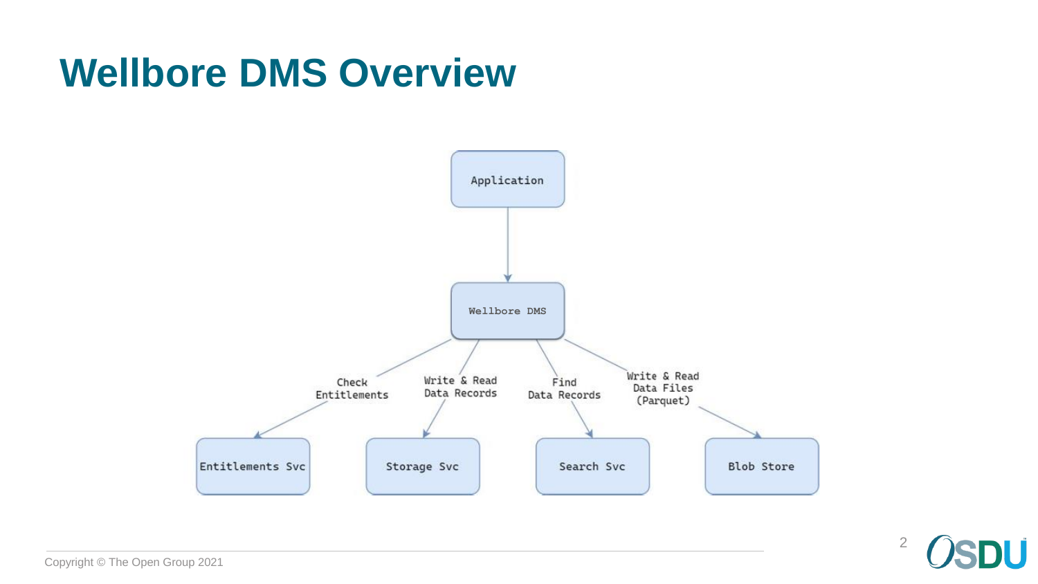# Wellbore DMS Overview

Application

Wellbore DMS

Check Entitlements

Write & Read Data Records

Find Data Records

Write & Read Data Files (Parquet)

Entitlements Svc

Storage Svc

Search Svc

Blob Store

Copyright © The Open Group 2021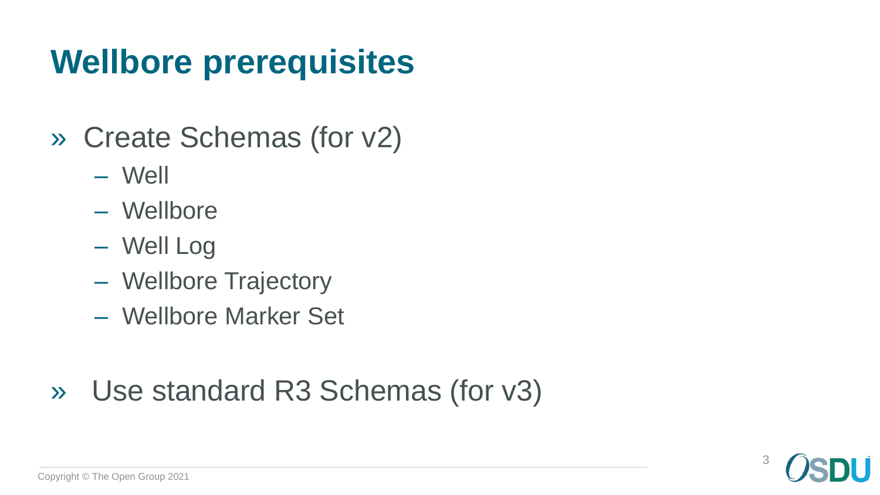# Wellbore prerequisites

- Create Schemas (for v2)
  - Well
  - Wellbore
  - Well Log
  - Wellbore Trajectory
  - Wellbore Marker Set

- Use standard R3 Schemas (for v3)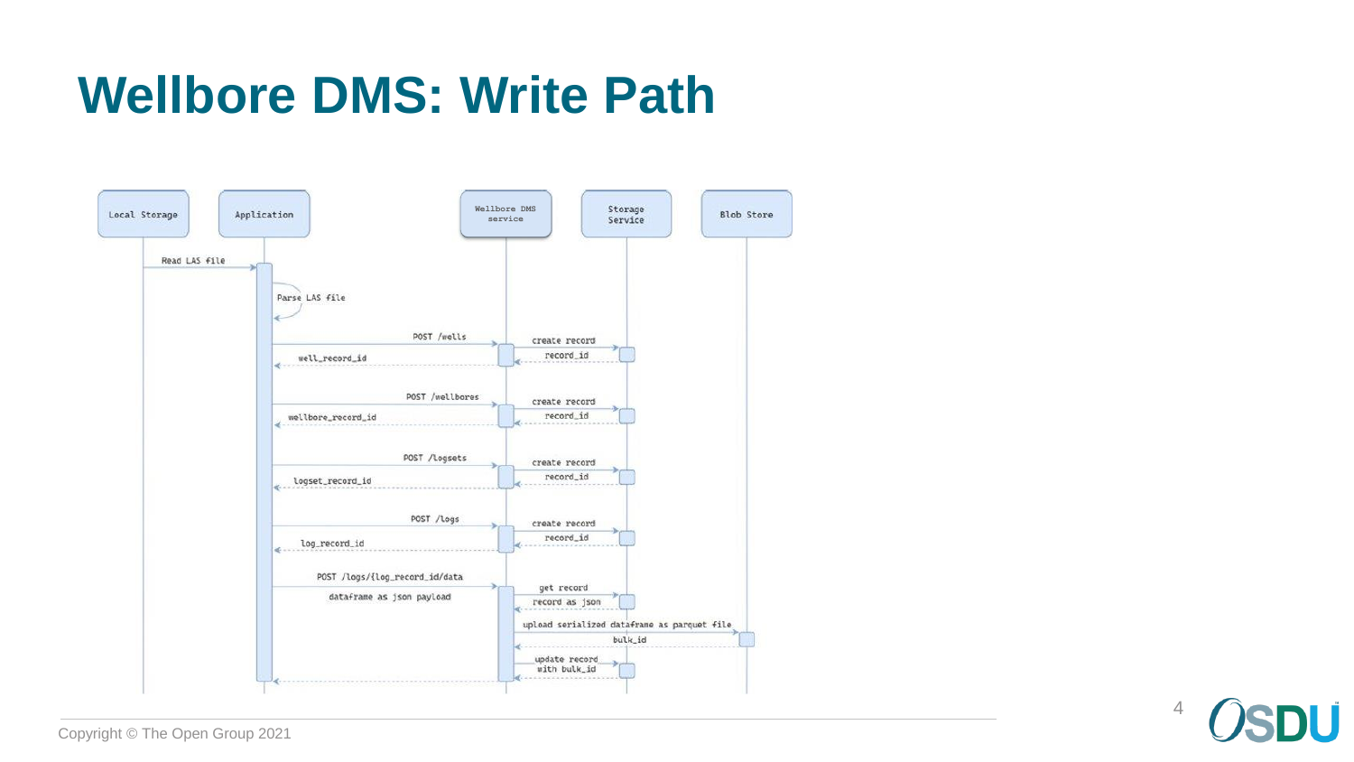# Wellbore DMS: Write Path

Local Storage | Application | Wellbore DMS service | Storage Service | Blob Store

- Local Storage → Application: Read LAS file
- Application → Application: Parse LAS file
- Application → Wellbore DMS service: POST /wells
  - Wellbore DMS service → Storage Service: create record
  - Storage Service → Wellbore DMS service: record_id
- Wellbore DMS service → Application: well_record_id
- Application → Wellbore DMS service: POST /wellbores
  - Wellbore DMS service → Storage Service: create record
  - Storage Service → Wellbore DMS service: record_id
- Wellbore DMS service → Application: wellbore_record_id
- Application → Wellbore DMS service: POST /logsets
  - Wellbore DMS service → Storage Service: create record
  - Storage Service → Wellbore DMS service: record_id
- Wellbore DMS service → Application: logset_record_id
- Application → Wellbore DMS service: POST /logs
  - Wellbore DMS service → Storage Service: create record
  - Storage Service → Wellbore DMS service: record_id
- Wellbore DMS service → Application: log_record_id
- Application → Wellbore DMS service: POST /logs/{log_record_id/data (dataframe as json payload)
  - Wellbore DMS service → Storage Service: get record
  - Storage Service → Wellbore DMS service: record as json
  - Wellbore DMS service → Blob Store: upload serialized dataframe as parquet file
  - Blob Store → Wellbore DMS service: bulk_id
  - Wellbore DMS service → Storage Service: update record with bulk_id
- Wellbore DMS service → Application (return)

Copyright © The Open Group 2021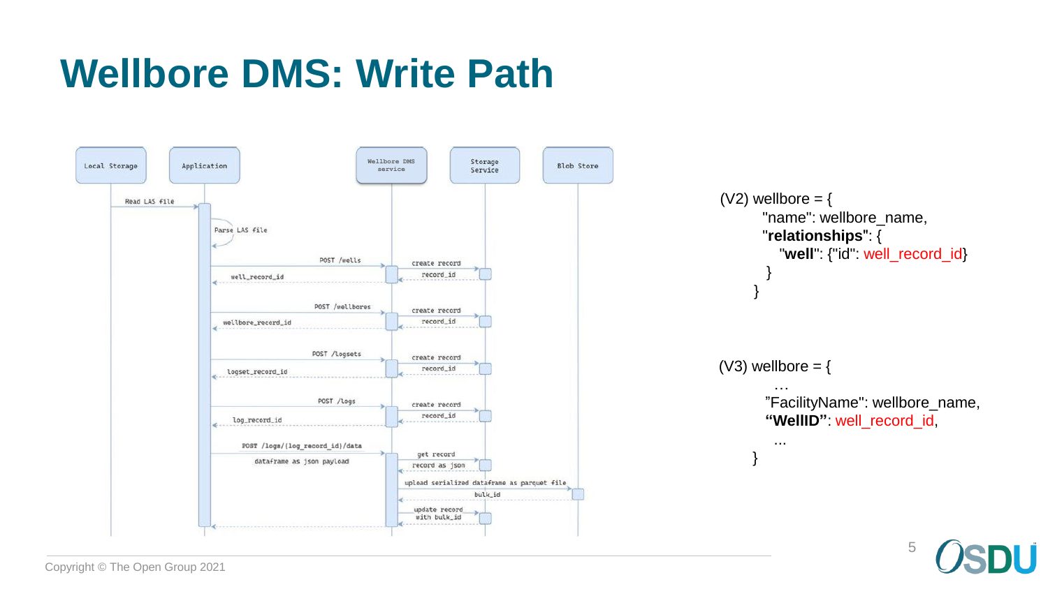# Wellbore DMS: Write Path

Local Storage | Application | Wellbore DMS service | Storage Service | Blob Store

- Read LAS file
- Parse LAS file
- POST /wells → create record → record_id → well_record_id
- POST /wellbores → create record → record_id → wellbore_record_id
- POST /logsets → create record → record_id → logset_record_id
- POST /logs → create record → record_id → log_record_id
- POST /logs/{log_record_id}/data (dataframe as json payload) → get record → record as json → upload serialized dataframe as parquet file → bulk_id → update record with bulk_id

(V2) wellbore = {
"name": wellbore_name,
"**relationships**": {
"**well**": {"id": well_record_id}
}
}

(V3) wellbore = {
…
"FacilityName": wellbore_name,
**"WellID"**: well_record_id,
...
}

Copyright © The Open Group 2021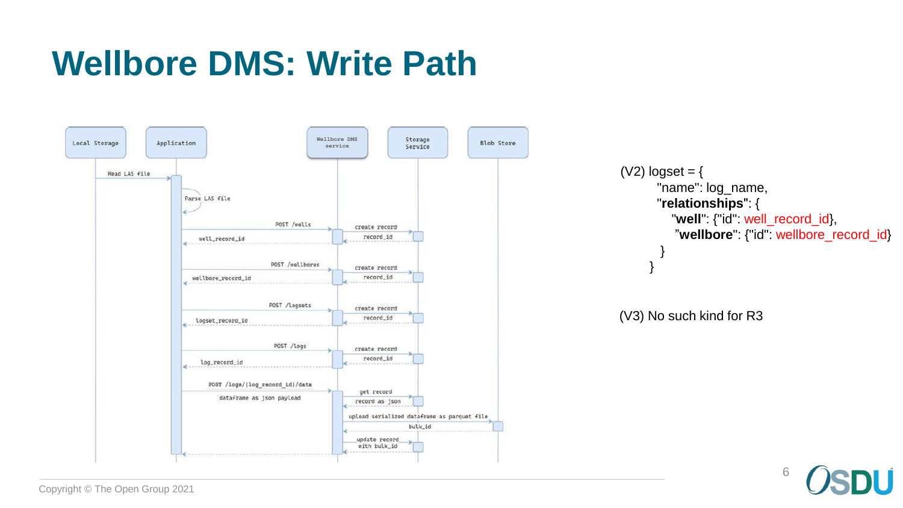# Wellbore DMS: Write Path

Local Storage | Application | Wellbore DMS service | Storage Service | Blob Store

- Read LAS file
- Parse LAS file
- POST /wells → create record → record_id → well_record_id
- POST /wellbores → create record → record_id → wellbore_record_id
- POST /logsets → create record → record_id → logset_record_id
- POST /logs → create record → record_id → log_record_id
- POST /logs/{log_record_id}/data dataframe as json payload → get record → record as json → upload serialized dataframe as parquet file → bulk_id → update record with bulk_id

```
(V2) logset = {
    "name": log_name,
    "relationships": {
        "well": {"id": well_record_id},
        "wellbore": {"id": wellbore_record_id}
    }
}
```

(V3) No such kind for R3

Copyright © The Open Group 2021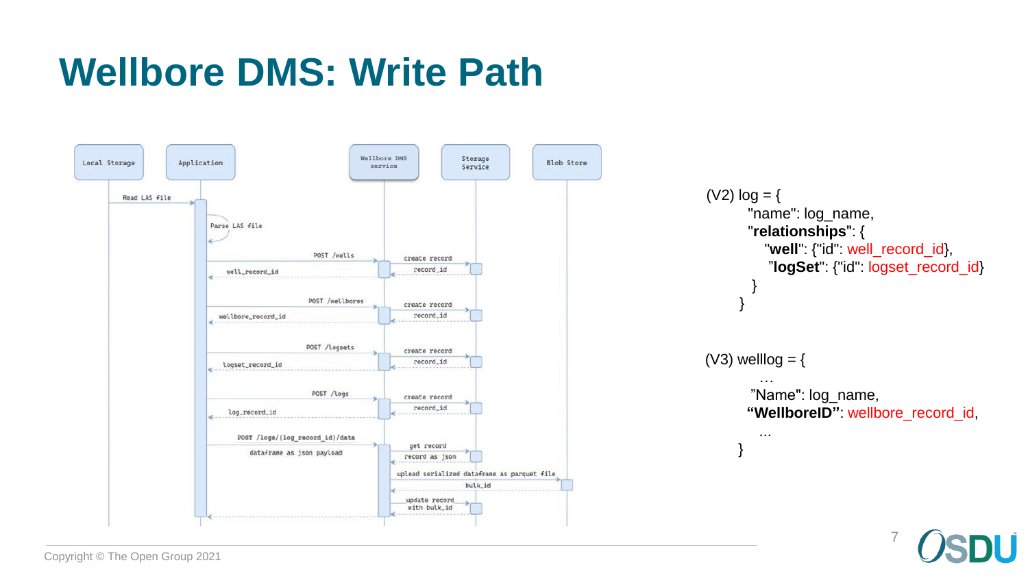# Wellbore DMS: Write Path

Local Storage | Application | Wellbore DMS service | Storage Service | Blob Store

- Read LAS file
- Parse LAS file
- POST /wells → create record → record_id → well_record_id
- POST /wellbores → create record → record_id → wellbore_record_id
- POST /logsets → create record → record_id → logset_record_id
- POST /logs → create record → record_id → log_record_id
- POST /logs/{log_record_id}/data — dataframe as json payload → get record → record as json → upload serialized dataframe as parquet file → bulk_id → update record with bulk_id

```
(V2) log = {
        "name": log_name,
        "relationships": {
            "well": {"id": well_record_id},
            "logSet": {"id": logset_record_id}
        }
    }
```

```
(V3) welllog = {
        …
        "Name": log_name,
        "WellboreID": wellbore_record_id,
        ...
    }
```

Copyright © The Open Group 2021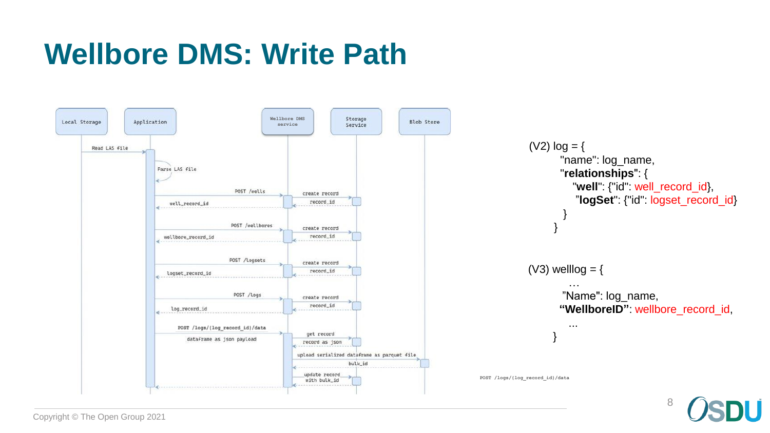# Wellbore DMS: Write Path

Local Storage | Application | Wellbore DMS service | Storage Service | Blob Store

- Read LAS file
- Parse LAS file
- POST /wells → create record → record_id → well_record_id
- POST /wellbores → create record → record_id → wellbore_record_id
- POST /logsets → create record → record_id → logset_record_id
- POST /logs → create record → record_id → log_record_id
- POST /logs/{log_record_id}/data — dataframe as json payload → get record → record as json → upload serialized dataframe as parquet file → bulk_id → update record with bulk_id

```
(V2) log = {
    "name": log_name,
    "relationships": {
        "well": {"id": well_record_id},
        "logSet": {"id": logset_record_id}
    }
}
```

```
(V3) welllog = {
    …
    "Name": log_name,
    "WellboreID": wellbore_record_id,
    ...
}
```

POST /logs/{log_record_id}/data

Copyright © The Open Group 2021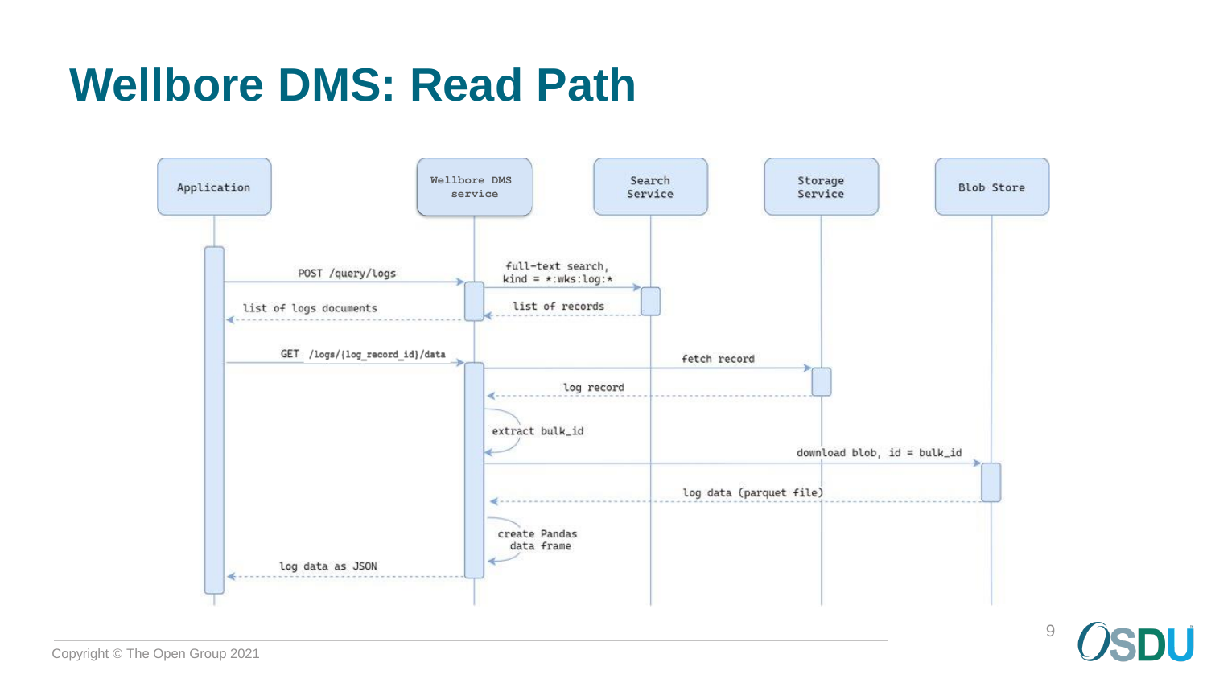# Wellbore DMS: Read Path

Application

Wellbore DMS service

Search Service

Storage Service

Blob Store

POST /query/logs

full-text search, kind = *:wks:log:*

list of records

list of logs documents

GET /logs/{log_record_id}/data

fetch record

log record

extract bulk_id

download blob, id = bulk_id

log data (parquet file)

create Pandas data frame

log data as JSON

Copyright © The Open Group 2021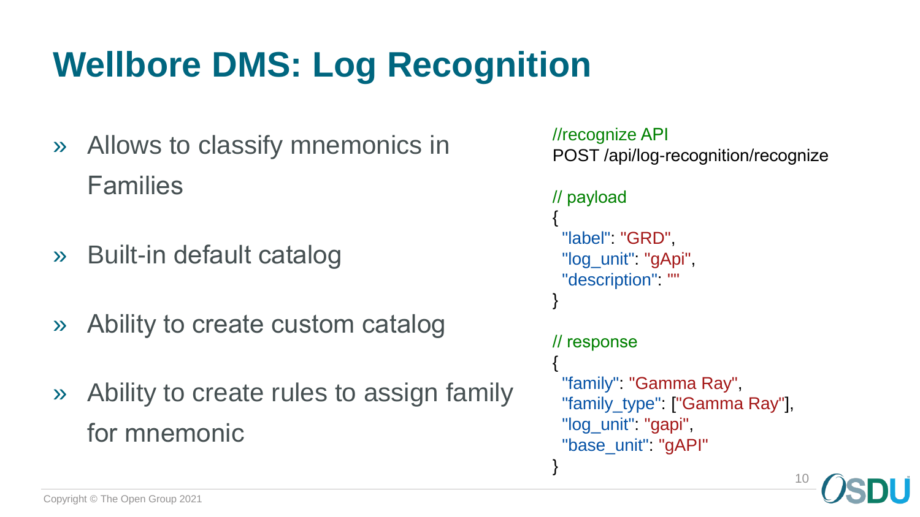# Wellbore DMS: Log Recognition

- Allows to classify mnemonics in Families
- Built-in default catalog
- Ability to create custom catalog
- Ability to create rules to assign family for mnemonic

```
//recognize API
POST /api/log-recognition/recognize

// payload
{
  "label": "GRD",
  "log_unit": "gApi",
  "description": ""
}

// response
{
  "family": "Gamma Ray",
  "family_type": ["Gamma Ray"],
  "log_unit": "gapi",
  "base_unit": "gAPI"
}
```

Copyright © The Open Group 2021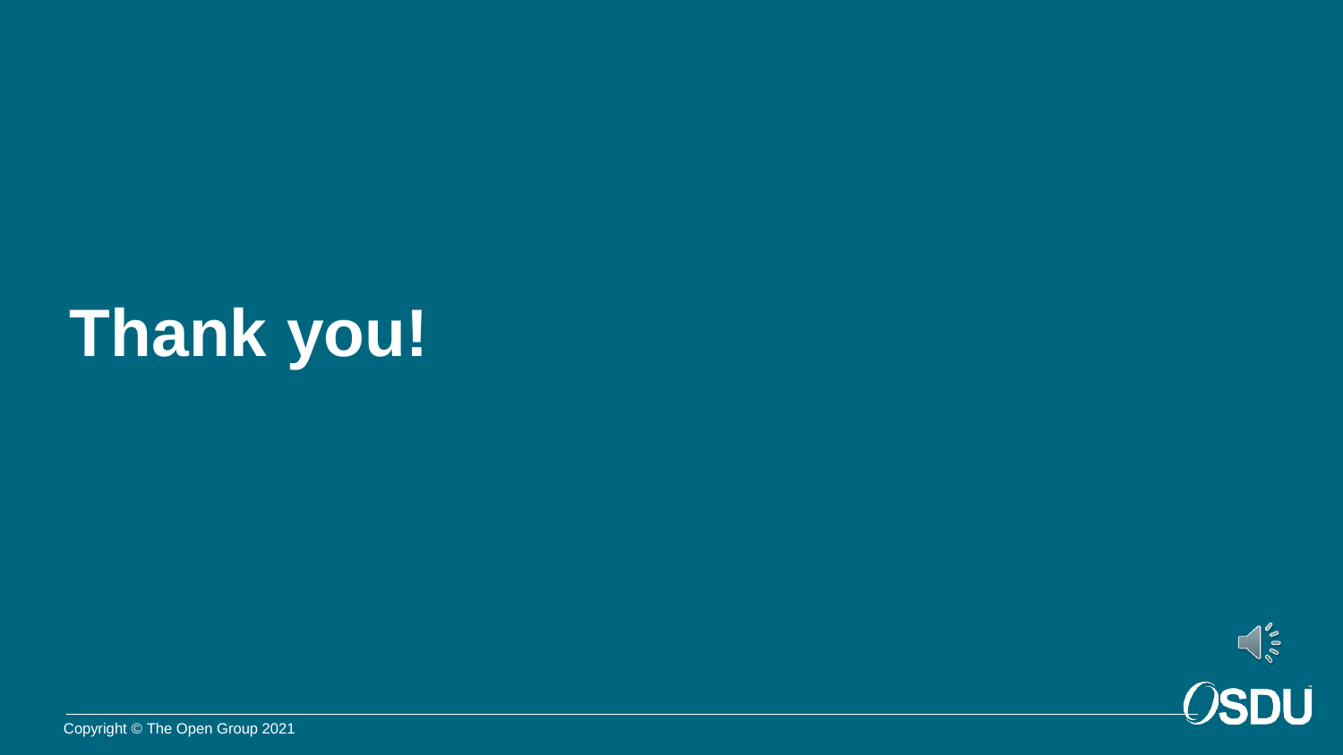# Thank you!

Copyright © The Open Group 2021